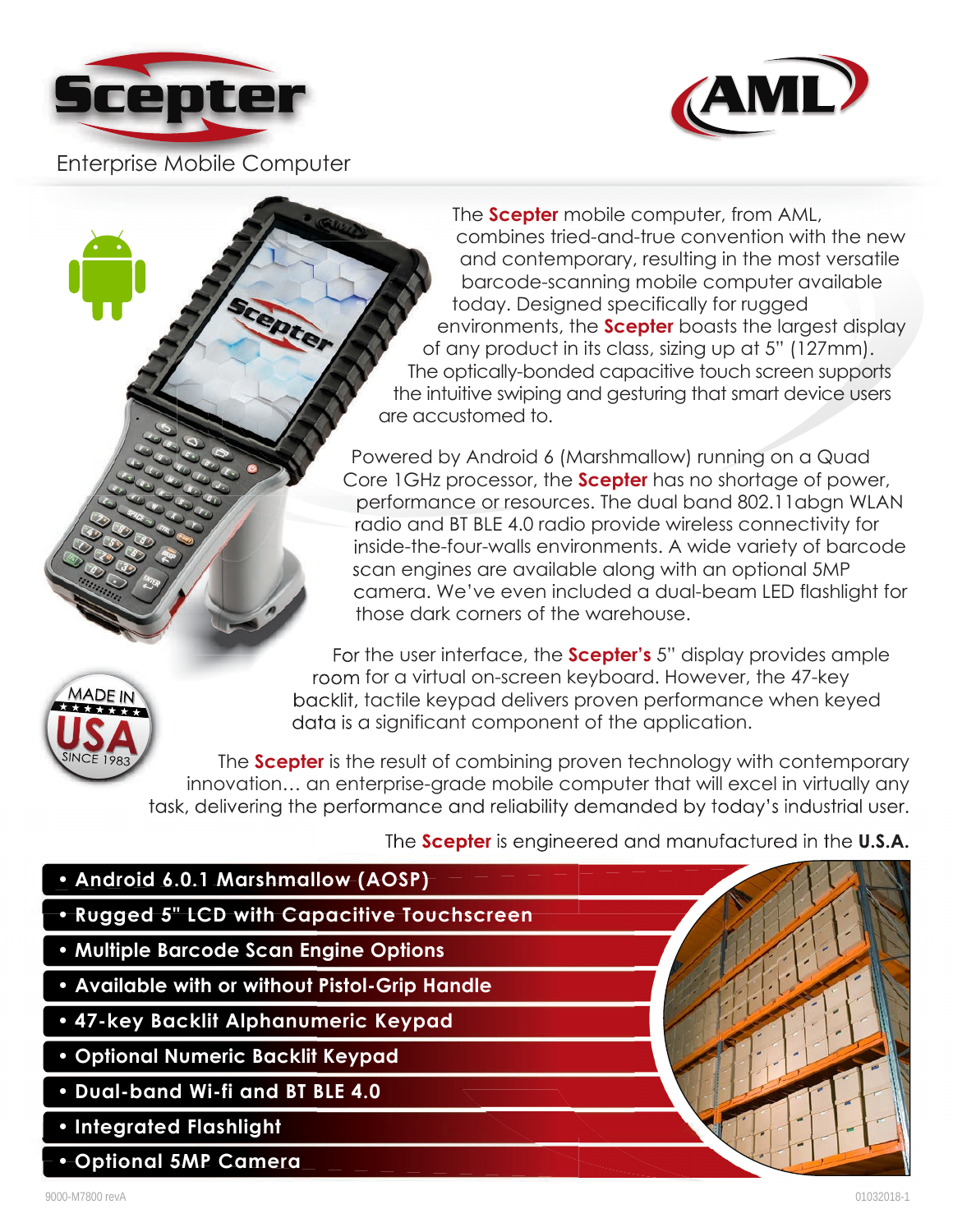# Scepter

Enterprise Mobile Computer

AML

The **Scepter** mobile computer, from AML, combines tried-and-true convention with the new and contemporary, resulting in the most versatile barcode-scanning mobile computer available today. Designed specifically for rugged environments, the **Scepter** boasts the largest display of any product in its class, sizing up at 5" (127mm). The optically-bonded capacitive touch screen supports the intuitive swiping and gesturing that smart device users are accustomed to.

Powered by Android 6 (Marshmallow) running on a Quad Core 1GHz processor, the **Scepter** has no shortage of power, performance or resources. The dual band 802.11abgn WLAN radio and BT BLE 4.0 radio provide wireless connectivity for inside-the-four-walls environments. A wide variety of barcode scan engines are available along with an optional 5MP camera. We've even included a dual-beam LED flashlight for those dark corners of the warehouse.

For the user interface, the **Scepter's** 5" display provides ample room for a virtual on-screen keyboard. However, the 47-key backlit, tactile keypad delivers proven performance when keyed data is a significant component of the application.

MADE IN USA SINCE 1983

The **Scepter** is the result of combining proven technology with contemporary innovation… an enterprise-grade mobile computer that will excel in virtually any task, delivering the performance and reliability demanded by today's industrial user.

The **Scepter** is engineered and manufactured in the **U.S.A.**

- **Android 6.0.1 Marshmallow (AOSP)**
- **Rugged 5" LCD with Capacitive Touchscreen**
- **Multiple Barcode Scan Engine Options**
- **Available with or without Pistol-Grip Handle**
- **47-key Backlit Alphanumeric Keypad**
- **Optional Numeric Backlit Keypad**
- **Dual-band Wi-fi and BT BLE 4.0**
- **Integrated Flashlight**
- **Optional 5MP Camera**

9000-M7800 revA

01032018-1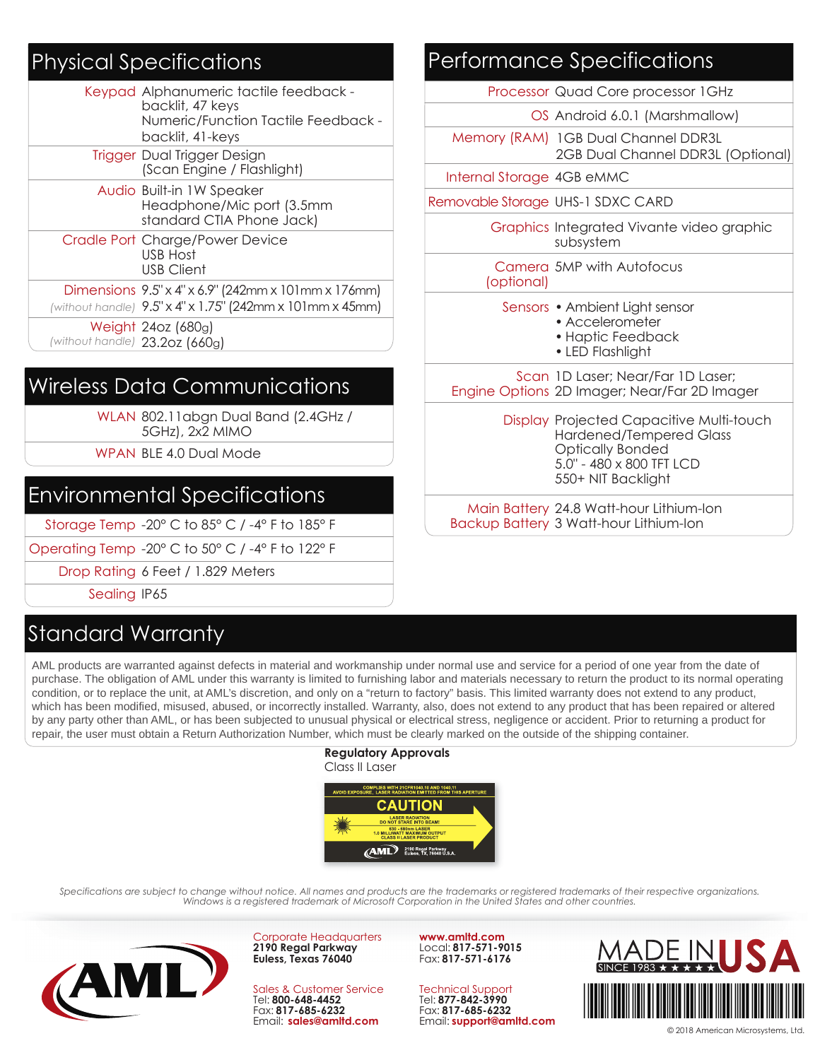## Physical Specifications

| | |
|---|---|
| Keypad | Alphanumeric tactile feedback - backlit, 47 keys<br>Numeric/Function Tactile Feedback - backlit, 41-keys |
| Trigger | Dual Trigger Design<br>(Scan Engine / Flashlight) |
| Audio | Built-in 1W Speaker<br>Headphone/Mic port (3.5mm standard CTIA Phone Jack) |
| Cradle Port | Charge/Power Device<br>USB Host<br>USB Client |
| Dimensions | 9.5" x 4" x 6.9" (242mm x 101mm x 176mm) |
| *(without handle)* | 9.5" x 4" x 1.75" (242mm x 101mm x 45mm) |
| Weight | 24oz (680g) |
| *(without handle)* | 23.2oz (660g) |

## Wireless Data Communications

| | |
|---|---|
| WLAN | 802.11abgn Dual Band (2.4GHz / 5GHz), 2x2 MIMO |
| WPAN | BLE 4.0 Dual Mode |

## Environmental Specifications

| | |
|---|---|
| Storage Temp | -20° C to 85° C / -4° F to 185° F |
| Operating Temp | -20° C to 50° C / -4° F to 122° F |
| Drop Rating | 6 Feet / 1.829 Meters |
| Sealing | IP65 |

## Performance Specifications

| | |
|---|---|
| Processor | Quad Core processor 1GHz |
| OS | Android 6.0.1 (Marshmallow) |
| Memory (RAM) | 1GB Dual Channel DDR3L<br>2GB Dual Channel DDR3L (Optional) |
| Internal Storage | 4GB eMMC |
| Removable Storage | UHS-1 SDXC CARD |
| Graphics | Integrated Vivante video graphic subsystem |
| Camera (optional) | 5MP with Autofocus |
| Sensors | • Ambient Light sensor<br>• Accelerometer<br>• Haptic Feedback<br>• LED Flashlight |
| Scan Engine Options | 1D Laser; Near/Far 1D Laser;<br>2D Imager; Near/Far 2D Imager |
| Display | Projected Capacitive Multi-touch<br>Hardened/Tempered Glass<br>Optically Bonded<br>5.0" - 480 x 800 TFT LCD<br>550+ NIT Backlight |
| Main Battery | 24.8 Watt-hour Lithium-Ion |
| Backup Battery | 3 Watt-hour Lithium-Ion |

## Standard Warranty

AML products are warranted against defects in material and workmanship under normal use and service for a period of one year from the date of purchase. The obligation of AML under this warranty is limited to furnishing labor and materials necessary to return the product to its normal operating condition, or to replace the unit, at AML's discretion, and only on a "return to factory" basis. This limited warranty does not extend to any product, which has been modified, misused, abused, or incorrectly installed. Warranty, also, does not extend to any product that has been repaired or altered by any party other than AML, or has been subjected to unusual physical or electrical stress, negligence or accident. Prior to returning a product for repair, the user must obtain a Return Authorization Number, which must be clearly marked on the outside of the shipping container.

**Regulatory Approvals**
Class II Laser

COMPLIES WITH 21CFR1040.10 AND 1040.11
AVOID EXPOSURE, LASER RADIATION EMITTED FROM THIS APERTURE
CAUTION
LASER RADIATION
DO NOT STARE INTO BEAM!
630 - 680nm LASER
1.0 MILLIWATT MAXIMUM OUTPUT
CLASS II LASER PRODUCT
AML 2190 Regal Parkway Euless, TX, 76040 U.S.A.

*Specifications are subject to change without notice. All names and products are the trademarks or registered trademarks of their respective organizations. Windows is a registered trademark of Microsoft Corporation in the United States and other countries.*

Corporate Headquarters
**2190 Regal Parkway**
**Euless, Texas 76040**

**www.amltd.com**
Local: **817-571-9015**
Fax: **817-571-6176**

Sales & Customer Service
Tel: **800-648-4452**
Fax: **817-685-6232**
Email: **sales@amltd.com**

Technical Support
Tel: **877-842-3990**
Fax: **817-685-6232**
Email: **support@amltd.com**

MADE IN USA
SINCE 1983 ★★★★★

© 2018 American Microsystems, Ltd.